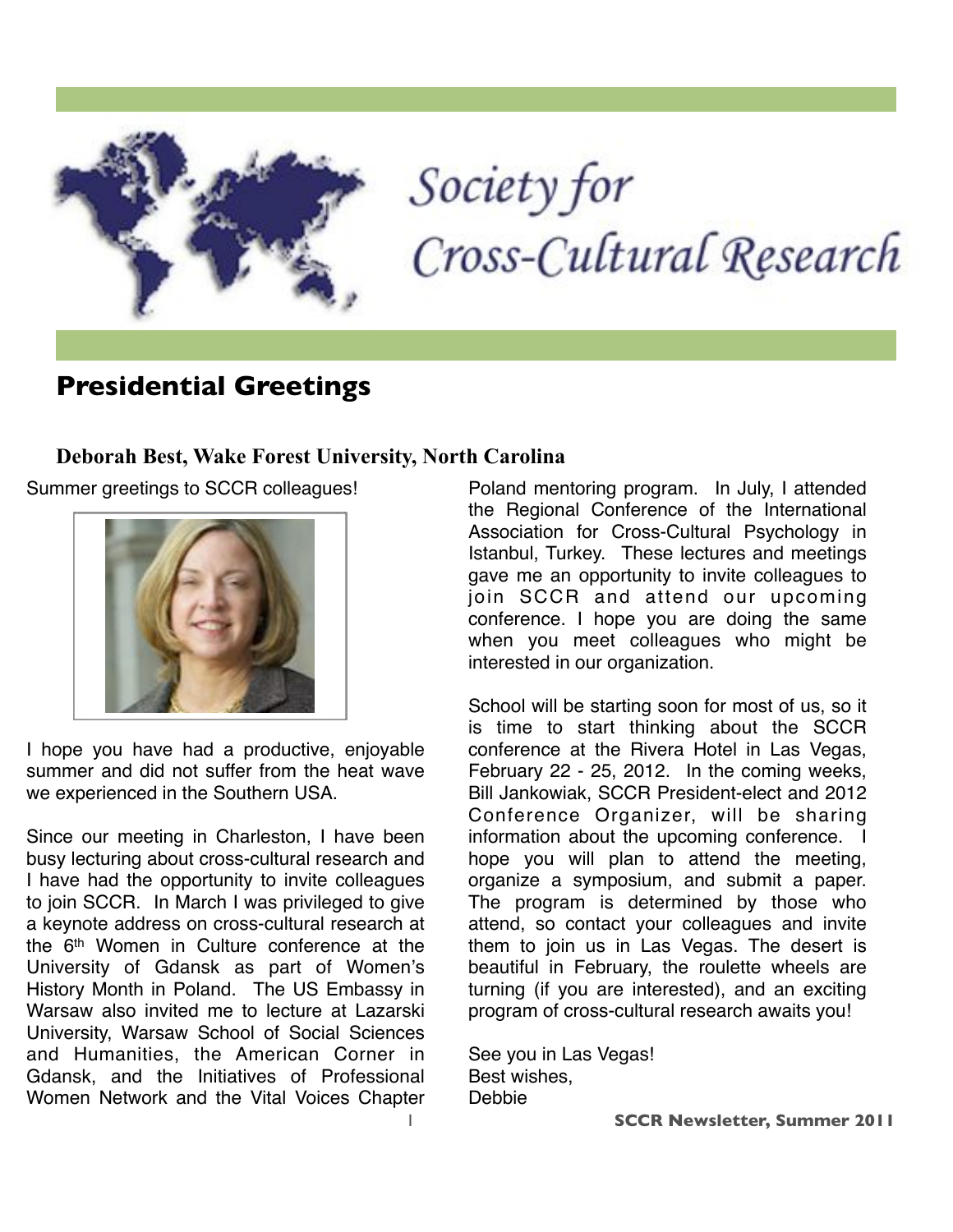# Society for Cross-Cultural Research

## Presidential Greetings

**Deborah Best, Wake Forest University, North Carolina**

Summer greetings to SCCR colleagues!

I hope you have had a productive, enjoyable summer and did not suffer from the heat wave we experienced in the Southern USA.

Since our meeting in Charleston, I have been busy lecturing about cross-cultural research and I have had the opportunity to invite colleagues to join SCCR. In March I was privileged to give a keynote address on cross-cultural research at the 6th Women in Culture conference at the University of Gdansk as part of Women's History Month in Poland. The US Embassy in Warsaw also invited me to lecture at Lazarski University, Warsaw School of Social Sciences and Humanities, the American Corner in Gdansk, and the Initiatives of Professional Women Network and the Vital Voices Chapter Poland mentoring program. In July, I attended the Regional Conference of the International Association for Cross-Cultural Psychology in Istanbul, Turkey. These lectures and meetings gave me an opportunity to invite colleagues to join SCCR and attend our upcoming conference. I hope you are doing the same when you meet colleagues who might be interested in our organization.

School will be starting soon for most of us, so it is time to start thinking about the SCCR conference at the Rivera Hotel in Las Vegas, February 22 - 25, 2012. In the coming weeks, Bill Jankowiak, SCCR President-elect and 2012 Conference Organizer, will be sharing information about the upcoming conference. I hope you will plan to attend the meeting, organize a symposium, and submit a paper. The program is determined by those who attend, so contact your colleagues and invite them to join us in Las Vegas. The desert is beautiful in February, the roulette wheels are turning (if you are interested), and an exciting program of cross-cultural research awaits you!

See you in Las Vegas!
Best wishes,
Debbie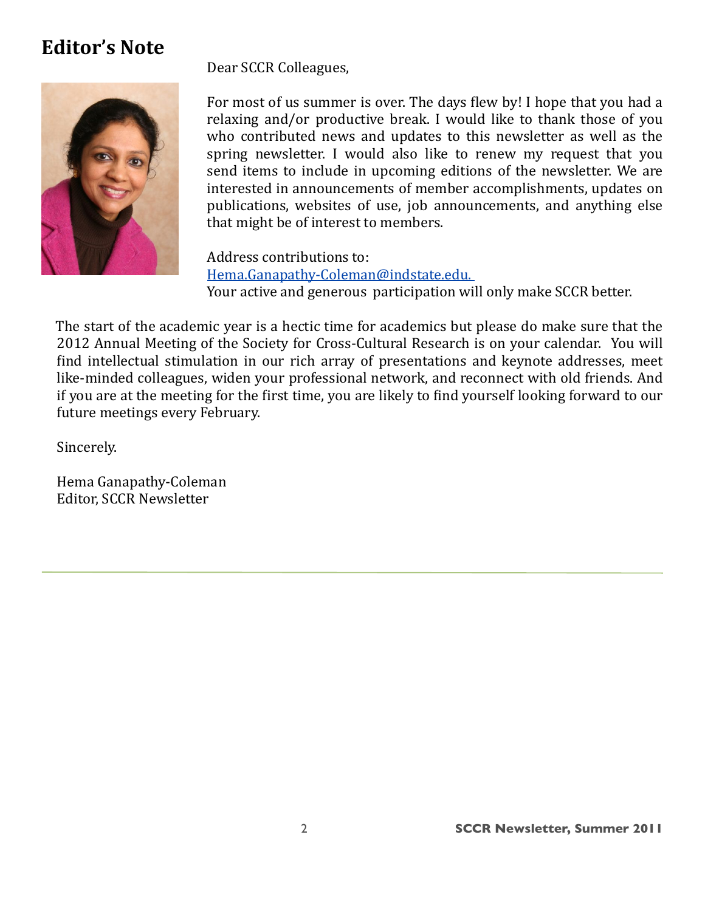# Editor's Note

Dear SCCR Colleagues,

For most of us summer is over. The days flew by! I hope that you had a relaxing and/or productive break. I would like to thank those of you who contributed news and updates to this newsletter as well as the spring newsletter. I would also like to renew my request that you send items to include in upcoming editions of the newsletter. We are interested in announcements of member accomplishments, updates on publications, websites of use, job announcements, and anything else that might be of interest to members.

Address contributions to:
Hema.Ganapathy-Coleman@indstate.edu.
Your active and generous participation will only make SCCR better.

The start of the academic year is a hectic time for academics but please do make sure that the 2012 Annual Meeting of the Society for Cross-Cultural Research is on your calendar. You will find intellectual stimulation in our rich array of presentations and keynote addresses, meet like-minded colleagues, widen your professional network, and reconnect with old friends. And if you are at the meeting for the first time, you are likely to find yourself looking forward to our future meetings every February.

Sincerely.

Hema Ganapathy-Coleman
Editor, SCCR Newsletter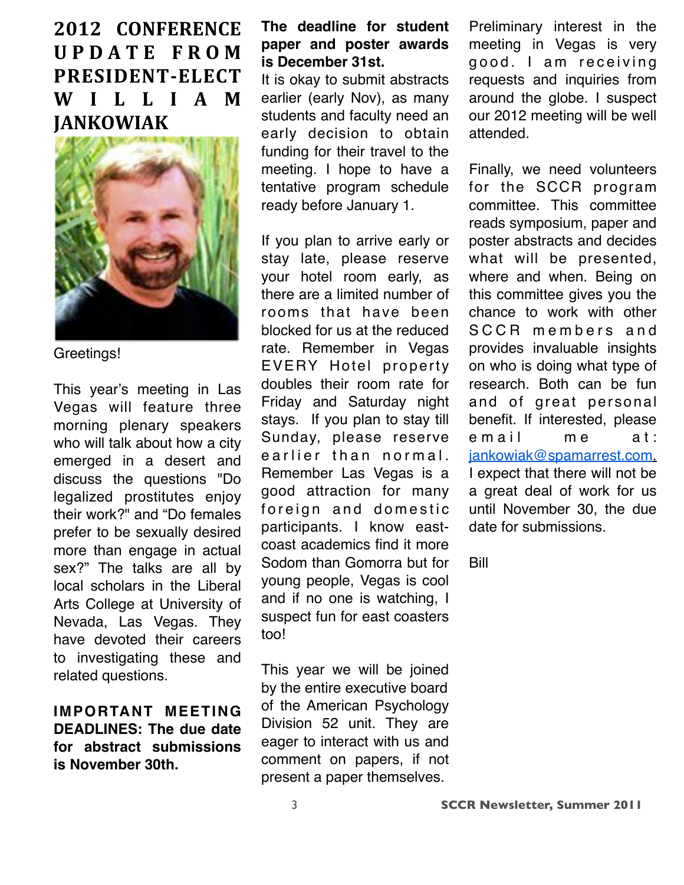## 2012 CONFERENCE UPDATE FROM PRESIDENT-ELECT WILLIAM JANKOWIAK

Greetings!

This year's meeting in Las Vegas will feature three morning plenary speakers who will talk about how a city emerged in a desert and discuss the questions "Do legalized prostitutes enjoy their work?" and "Do females prefer to be sexually desired more than engage in actual sex?" The talks are all by local scholars in the Liberal Arts College at University of Nevada, Las Vegas. They have devoted their careers to investigating these and related questions.

**IMPORTANT MEETING DEADLINES: The due date for abstract submissions is November 30th.**

**The deadline for student paper and poster awards is December 31st.**

It is okay to submit abstracts earlier (early Nov), as many students and faculty need an early decision to obtain funding for their travel to the meeting. I hope to have a tentative program schedule ready before January 1.

If you plan to arrive early or stay late, please reserve your hotel room early, as there are a limited number of rooms that have been blocked for us at the reduced rate. Remember in Vegas EVERY Hotel property doubles their room rate for Friday and Saturday night stays. If you plan to stay till Sunday, please reserve earlier than normal. Remember Las Vegas is a good attraction for many foreign and domestic participants. I know east-coast academics find it more Sodom than Gomorra but for young people, Vegas is cool and if no one is watching, I suspect fun for east coasters too!

This year we will be joined by the entire executive board of the American Psychology Division 52 unit. They are eager to interact with us and comment on papers, if not present a paper themselves.

Preliminary interest in the meeting in Vegas is very good. I am receiving requests and inquiries from around the globe. I suspect our 2012 meeting will be well attended.

Finally, we need volunteers for the SCCR program committee. This committee reads symposium, paper and poster abstracts and decides what will be presented, where and when. Being on this committee gives you the chance to work with other SCCR members and provides invaluable insights on who is doing what type of research. Both can be fun and of great personal benefit. If interested, please email me at: jankowiak@spamarrest.com. I expect that there will not be a great deal of work for us until November 30, the due date for submissions.

Bill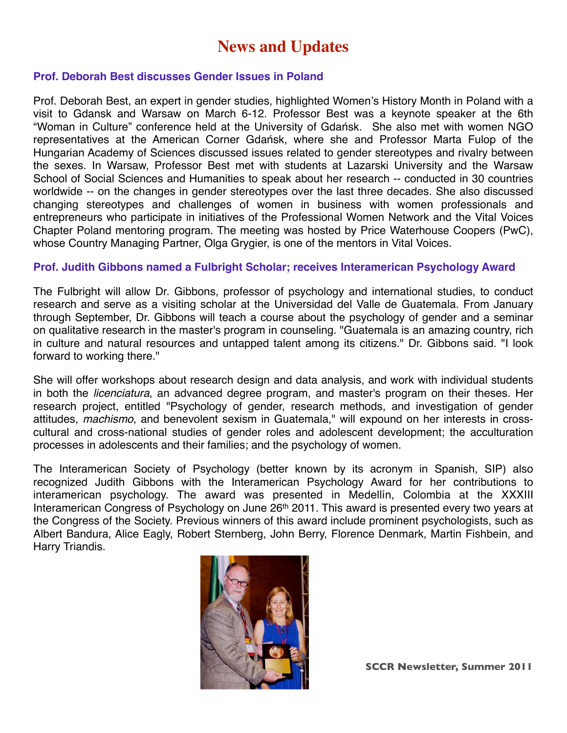# News and Updates

### Prof. Deborah Best discusses Gender Issues in Poland

Prof. Deborah Best, an expert in gender studies, highlighted Women's History Month in Poland with a visit to Gdansk and Warsaw on March 6-12. Professor Best was a keynote speaker at the 6th "Woman in Culture" conference held at the University of Gdańsk. She also met with women NGO representatives at the American Corner Gdańsk, where she and Professor Marta Fulop of the Hungarian Academy of Sciences discussed issues related to gender stereotypes and rivalry between the sexes. In Warsaw, Professor Best met with students at Lazarski University and the Warsaw School of Social Sciences and Humanities to speak about her research -- conducted in 30 countries worldwide -- on the changes in gender stereotypes over the last three decades. She also discussed changing stereotypes and challenges of women in business with women professionals and entrepreneurs who participate in initiatives of the Professional Women Network and the Vital Voices Chapter Poland mentoring program. The meeting was hosted by Price Waterhouse Coopers (PwC), whose Country Managing Partner, Olga Grygier, is one of the mentors in Vital Voices.

### Prof. Judith Gibbons named a Fulbright Scholar; receives Interamerican Psychology Award

The Fulbright will allow Dr. Gibbons, professor of psychology and international studies, to conduct research and serve as a visiting scholar at the Universidad del Valle de Guatemala. From January through September, Dr. Gibbons will teach a course about the psychology of gender and a seminar on qualitative research in the master's program in counseling. "Guatemala is an amazing country, rich in culture and natural resources and untapped talent among its citizens." Dr. Gibbons said. "I look forward to working there."

She will offer workshops about research design and data analysis, and work with individual students in both the *licenciatura*, an advanced degree program, and master's program on their theses. Her research project, entitled "Psychology of gender, research methods, and investigation of gender attitudes, *machismo*, and benevolent sexism in Guatemala," will expound on her interests in cross-cultural and cross-national studies of gender roles and adolescent development; the acculturation processes in adolescents and their families; and the psychology of women.

The Interamerican Society of Psychology (better known by its acronym in Spanish, SIP) also recognized Judith Gibbons with the Interamerican Psychology Award for her contributions to interamerican psychology. The award was presented in Medellín, Colombia at the XXXIII Interamerican Congress of Psychology on June 26th 2011. This award is presented every two years at the Congress of the Society. Previous winners of this award include prominent psychologists, such as Albert Bandura, Alice Eagly, Robert Sternberg, John Berry, Florence Denmark, Martin Fishbein, and Harry Triandis.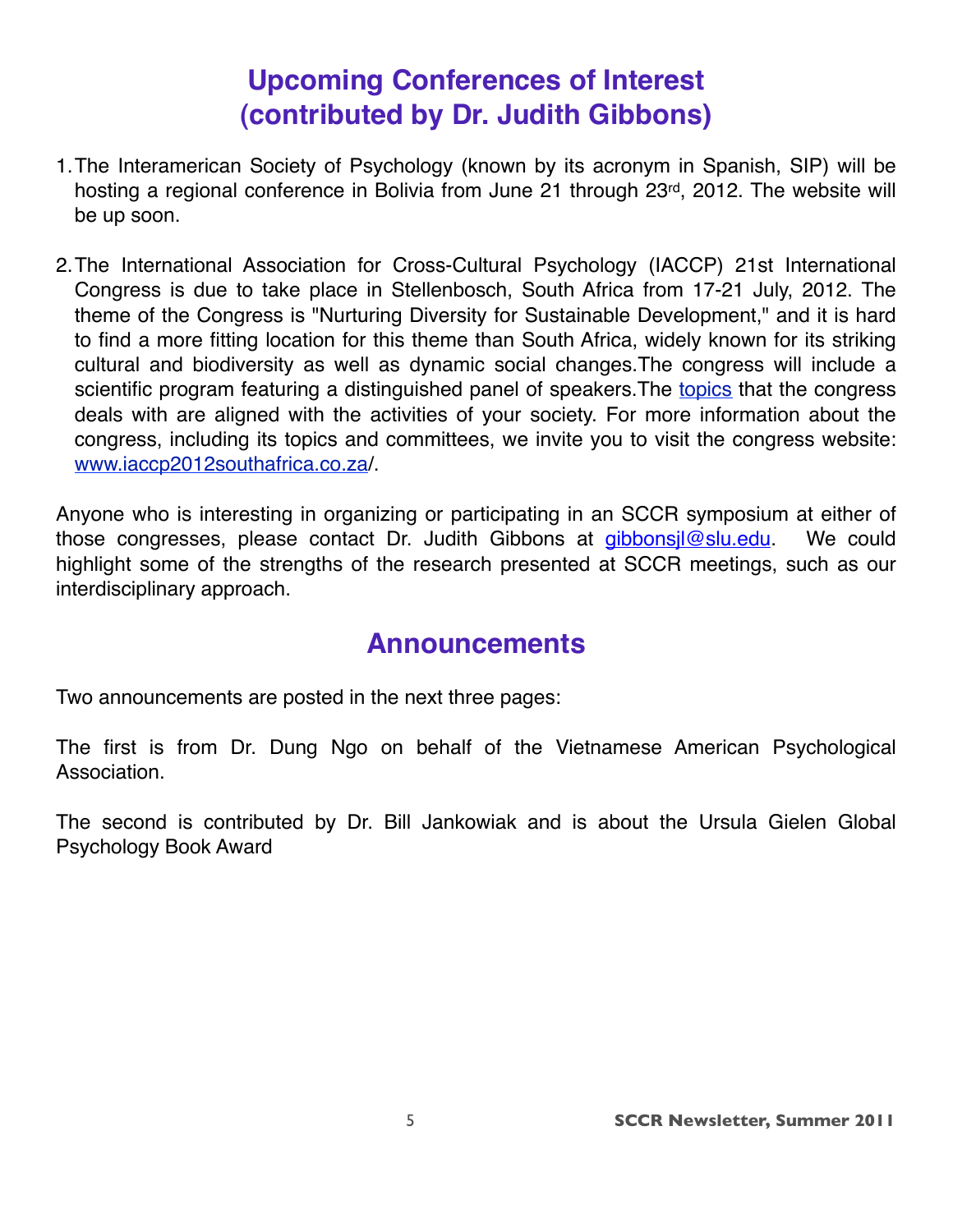# Upcoming Conferences of Interest (contributed by Dr. Judith Gibbons)

1. The Interamerican Society of Psychology (known by its acronym in Spanish, SIP) will be hosting a regional conference in Bolivia from June 21 through 23rd, 2012. The website will be up soon.

2. The International Association for Cross-Cultural Psychology (IACCP) 21st International Congress is due to take place in Stellenbosch, South Africa from 17-21 July, 2012. The theme of the Congress is "Nurturing Diversity for Sustainable Development," and it is hard to find a more fitting location for this theme than South Africa, widely known for its striking cultural and biodiversity as well as dynamic social changes.The congress will include a scientific program featuring a distinguished panel of speakers.The topics that the congress deals with are aligned with the activities of your society. For more information about the congress, including its topics and committees, we invite you to visit the congress website: www.iaccp2012southafrica.co.za/.

Anyone who is interesting in organizing or participating in an SCCR symposium at either of those congresses, please contact Dr. Judith Gibbons at gibbonsjl@slu.edu. We could highlight some of the strengths of the research presented at SCCR meetings, such as our interdisciplinary approach.

# Announcements

Two announcements are posted in the next three pages:

The first is from Dr. Dung Ngo on behalf of the Vietnamese American Psychological Association.

The second is contributed by Dr. Bill Jankowiak and is about the Ursula Gielen Global Psychology Book Award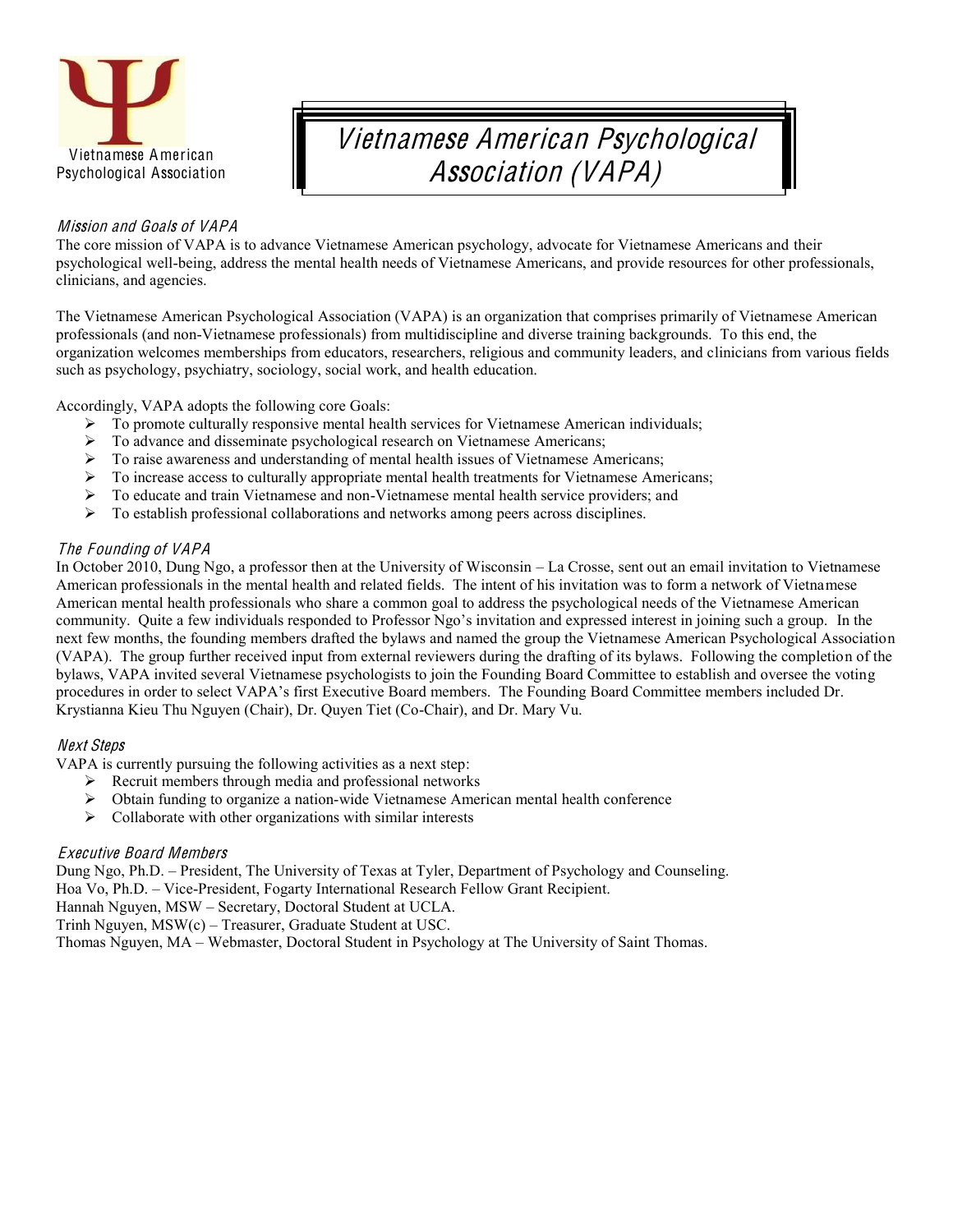Vietnamese American Psychological Association

# Vietnamese American Psychological Association (VAPA)

## *Mission and Goals of VAPA*

The core mission of VAPA is to advance Vietnamese American psychology, advocate for Vietnamese Americans and their psychological well-being, address the mental health needs of Vietnamese Americans, and provide resources for other professionals, clinicians, and agencies.

The Vietnamese American Psychological Association (VAPA) is an organization that comprises primarily of Vietnamese American professionals (and non-Vietnamese professionals) from multidiscipline and diverse training backgrounds. To this end, the organization welcomes memberships from educators, researchers, religious and community leaders, and clinicians from various fields such as psychology, psychiatry, sociology, social work, and health education.

Accordingly, VAPA adopts the following core Goals:

- To promote culturally responsive mental health services for Vietnamese American individuals;
- To advance and disseminate psychological research on Vietnamese Americans;
- To raise awareness and understanding of mental health issues of Vietnamese Americans;
- To increase access to culturally appropriate mental health treatments for Vietnamese Americans;
- To educate and train Vietnamese and non-Vietnamese mental health service providers; and
- To establish professional collaborations and networks among peers across disciplines.

## *The Founding of VAPA*

In October 2010, Dung Ngo, a professor then at the University of Wisconsin – La Crosse, sent out an email invitation to Vietnamese American professionals in the mental health and related fields. The intent of his invitation was to form a network of Vietnamese American mental health professionals who share a common goal to address the psychological needs of the Vietnamese American community. Quite a few individuals responded to Professor Ngo's invitation and expressed interest in joining such a group. In the next few months, the founding members drafted the bylaws and named the group the Vietnamese American Psychological Association (VAPA). The group further received input from external reviewers during the drafting of its bylaws. Following the completion of the bylaws, VAPA invited several Vietnamese psychologists to join the Founding Board Committee to establish and oversee the voting procedures in order to select VAPA's first Executive Board members. The Founding Board Committee members included Dr. Krystianna Kieu Thu Nguyen (Chair), Dr. Quyen Tiet (Co-Chair), and Dr. Mary Vu.

## *Next Steps*

VAPA is currently pursuing the following activities as a next step:

- Recruit members through media and professional networks
- Obtain funding to organize a nation-wide Vietnamese American mental health conference
- Collaborate with other organizations with similar interests

## *Executive Board Members*

Dung Ngo, Ph.D. – President, The University of Texas at Tyler, Department of Psychology and Counseling.
Hoa Vo, Ph.D. – Vice-President, Fogarty International Research Fellow Grant Recipient.
Hannah Nguyen, MSW – Secretary, Doctoral Student at UCLA.
Trinh Nguyen, MSW(c) – Treasurer, Graduate Student at USC.
Thomas Nguyen, MA – Webmaster, Doctoral Student in Psychology at The University of Saint Thomas.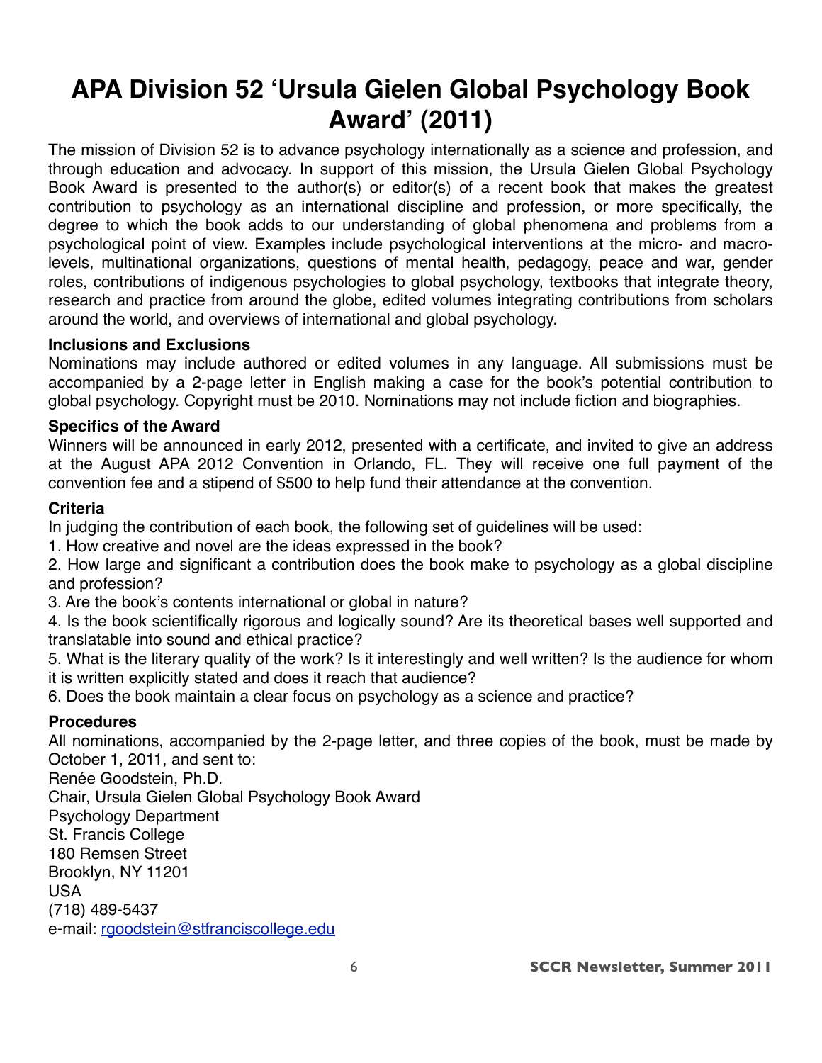# APA Division 52 'Ursula Gielen Global Psychology Book Award' (2011)

The mission of Division 52 is to advance psychology internationally as a science and profession, and through education and advocacy. In support of this mission, the Ursula Gielen Global Psychology Book Award is presented to the author(s) or editor(s) of a recent book that makes the greatest contribution to psychology as an international discipline and profession, or more specifically, the degree to which the book adds to our understanding of global phenomena and problems from a psychological point of view. Examples include psychological interventions at the micro- and macro-levels, multinational organizations, questions of mental health, pedagogy, peace and war, gender roles, contributions of indigenous psychologies to global psychology, textbooks that integrate theory, research and practice from around the globe, edited volumes integrating contributions from scholars around the world, and overviews of international and global psychology.

**Inclusions and Exclusions**

Nominations may include authored or edited volumes in any language. All submissions must be accompanied by a 2-page letter in English making a case for the book's potential contribution to global psychology. Copyright must be 2010. Nominations may not include fiction and biographies.

**Specifics of the Award**

Winners will be announced in early 2012, presented with a certificate, and invited to give an address at the August APA 2012 Convention in Orlando, FL. They will receive one full payment of the convention fee and a stipend of $500 to help fund their attendance at the convention.

**Criteria**

In judging the contribution of each book, the following set of guidelines will be used:

1. How creative and novel are the ideas expressed in the book?
2. How large and significant a contribution does the book make to psychology as a global discipline and profession?
3. Are the book's contents international or global in nature?
4. Is the book scientifically rigorous and logically sound? Are its theoretical bases well supported and translatable into sound and ethical practice?
5. What is the literary quality of the work? Is it interestingly and well written? Is the audience for whom it is written explicitly stated and does it reach that audience?
6. Does the book maintain a clear focus on psychology as a science and practice?

**Procedures**

All nominations, accompanied by the 2-page letter, and three copies of the book, must be made by October 1, 2011, and sent to:

Renée Goodstein, Ph.D.
Chair, Ursula Gielen Global Psychology Book Award
Psychology Department
St. Francis College
180 Remsen Street
Brooklyn, NY 11201
USA
(718) 489-5437
e-mail: rgoodstein@stfranciscollege.edu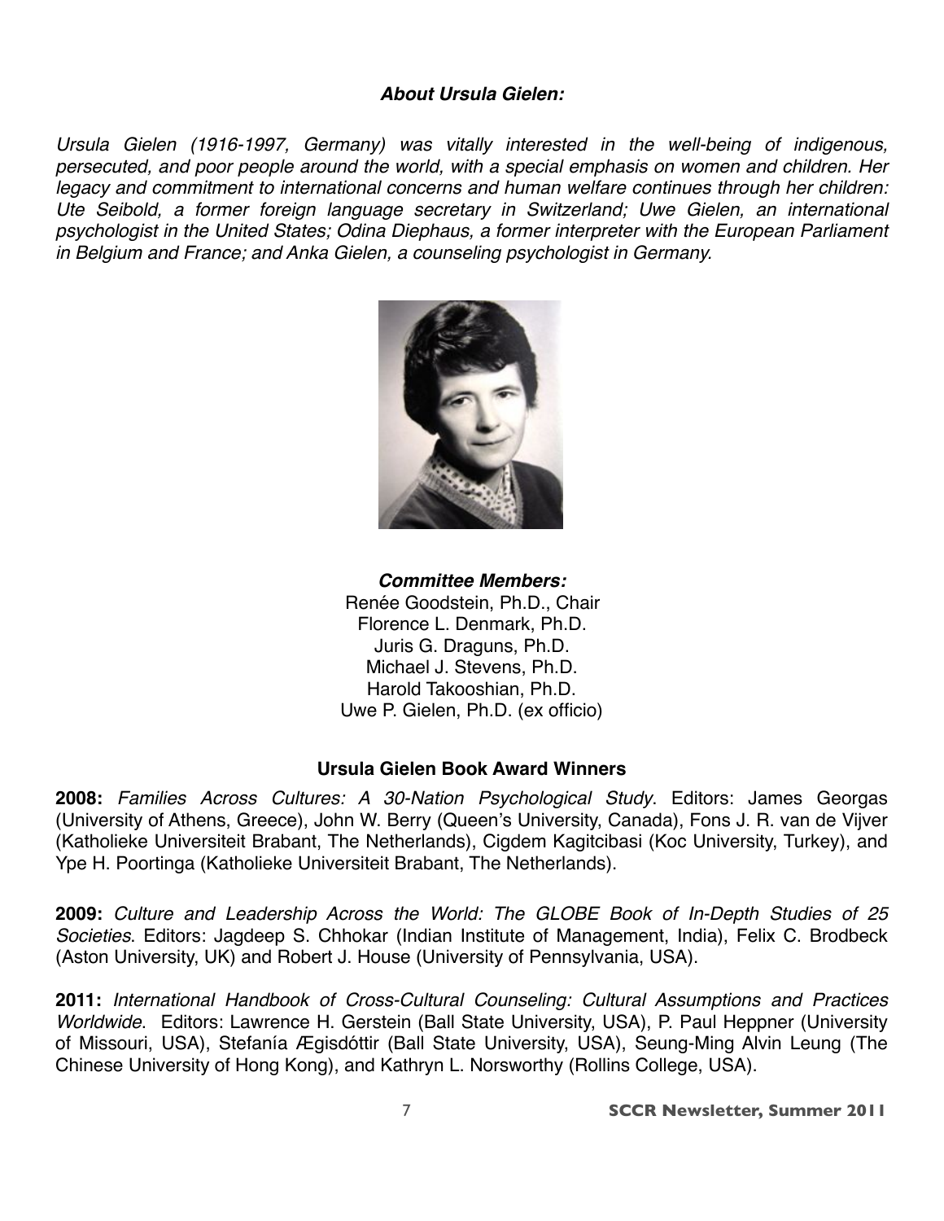***About Ursula Gielen:***

*Ursula Gielen (1916-1997, Germany) was vitally interested in the well-being of indigenous, persecuted, and poor people around the world, with a special emphasis on women and children. Her legacy and commitment to international concerns and human welfare continues through her children: Ute Seibold, a former foreign language secretary in Switzerland; Uwe Gielen, an international psychologist in the United States; Odina Diephaus, a former interpreter with the European Parliament in Belgium and France; and Anka Gielen, a counseling psychologist in Germany.*

***Committee Members:***

Renée Goodstein, Ph.D., Chair
Florence L. Denmark, Ph.D.
Juris G. Draguns, Ph.D.
Michael J. Stevens, Ph.D.
Harold Takooshian, Ph.D.
Uwe P. Gielen, Ph.D. (ex officio)

**Ursula Gielen Book Award Winners**

**2008:** *Families Across Cultures: A 30-Nation Psychological Study*. Editors: James Georgas (University of Athens, Greece), John W. Berry (Queen's University, Canada), Fons J. R. van de Vijver (Katholieke Universiteit Brabant, The Netherlands), Cigdem Kagitcibasi (Koc University, Turkey), and Ype H. Poortinga (Katholieke Universiteit Brabant, The Netherlands).

**2009:** *Culture and Leadership Across the World: The GLOBE Book of In-Depth Studies of 25 Societies*. Editors: Jagdeep S. Chhokar (Indian Institute of Management, India), Felix C. Brodbeck (Aston University, UK) and Robert J. House (University of Pennsylvania, USA).

**2011:** *International Handbook of Cross-Cultural Counseling: Cultural Assumptions and Practices Worldwide*. Editors: Lawrence H. Gerstein (Ball State University, USA), P. Paul Heppner (University of Missouri, USA), Stefanía Ægisdóttir (Ball State University, USA), Seung-Ming Alvin Leung (The Chinese University of Hong Kong), and Kathryn L. Norsworthy (Rollins College, USA).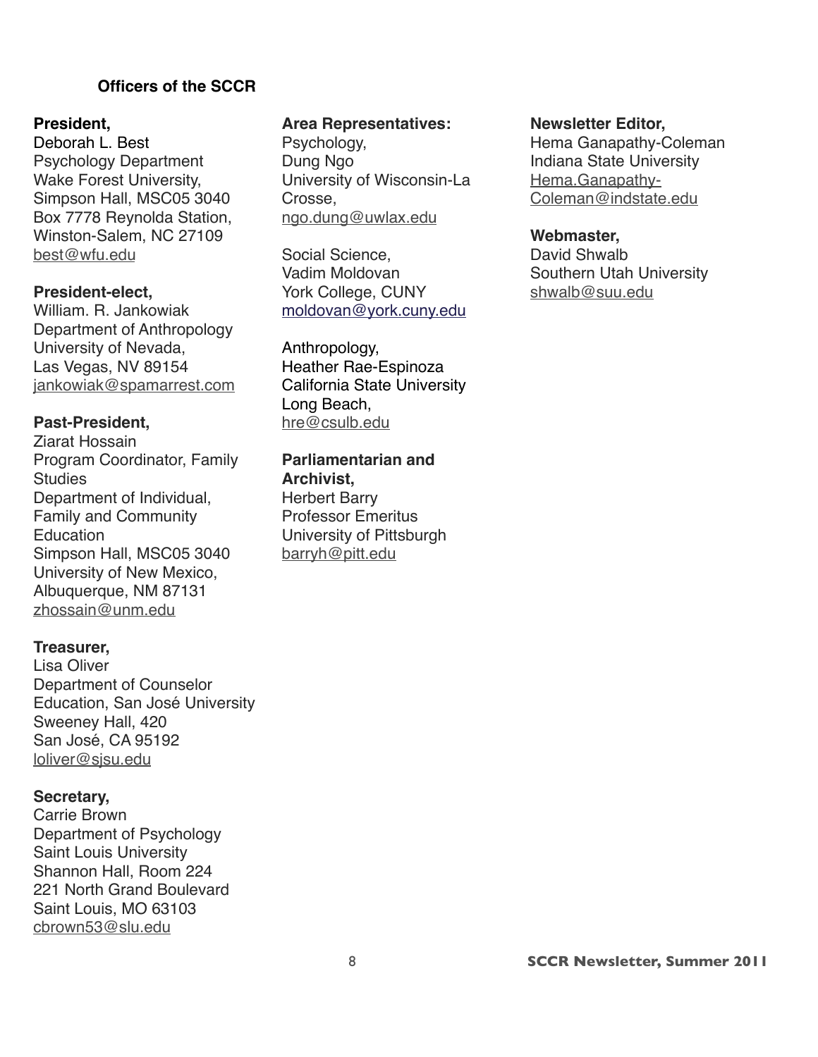## Officers of the SCCR

**President,**
Deborah L. Best
Psychology Department
Wake Forest University,
Simpson Hall, MSC05 3040
Box 7778 Reynolda Station,
Winston-Salem, NC 27109
best@wfu.edu

**President-elect,**
William. R. Jankowiak
Department of Anthropology
University of Nevada,
Las Vegas, NV 89154
jankowiak@spamarrest.com

**Past-President,**
Ziarat Hossain
Program Coordinator, Family Studies
Department of Individual, Family and Community Education
Simpson Hall, MSC05 3040
University of New Mexico,
Albuquerque, NM 87131
zhossain@unm.edu

**Treasurer,**
Lisa Oliver
Department of Counselor Education, San José University
Sweeney Hall, 420
San José, CA 95192
loliver@sjsu.edu

**Secretary,**
Carrie Brown
Department of Psychology
Saint Louis University
Shannon Hall, Room 224
221 North Grand Boulevard
Saint Louis, MO 63103
cbrown53@slu.edu

**Area Representatives:**

Psychology,
Dung Ngo
University of Wisconsin-La Crosse,
ngo.dung@uwlax.edu

Social Science,
Vadim Moldovan
York College, CUNY
moldovan@york.cuny.edu

Anthropology,
Heather Rae-Espinoza
California State University Long Beach,
hre@csulb.edu

**Parliamentarian and Archivist,**
Herbert Barry
Professor Emeritus
University of Pittsburgh
barryh@pitt.edu

**Newsletter Editor,**
Hema Ganapathy-Coleman
Indiana State University
Hema.Ganapathy-Coleman@indstate.edu

**Webmaster,**
David Shwalb
Southern Utah University
shwalb@suu.edu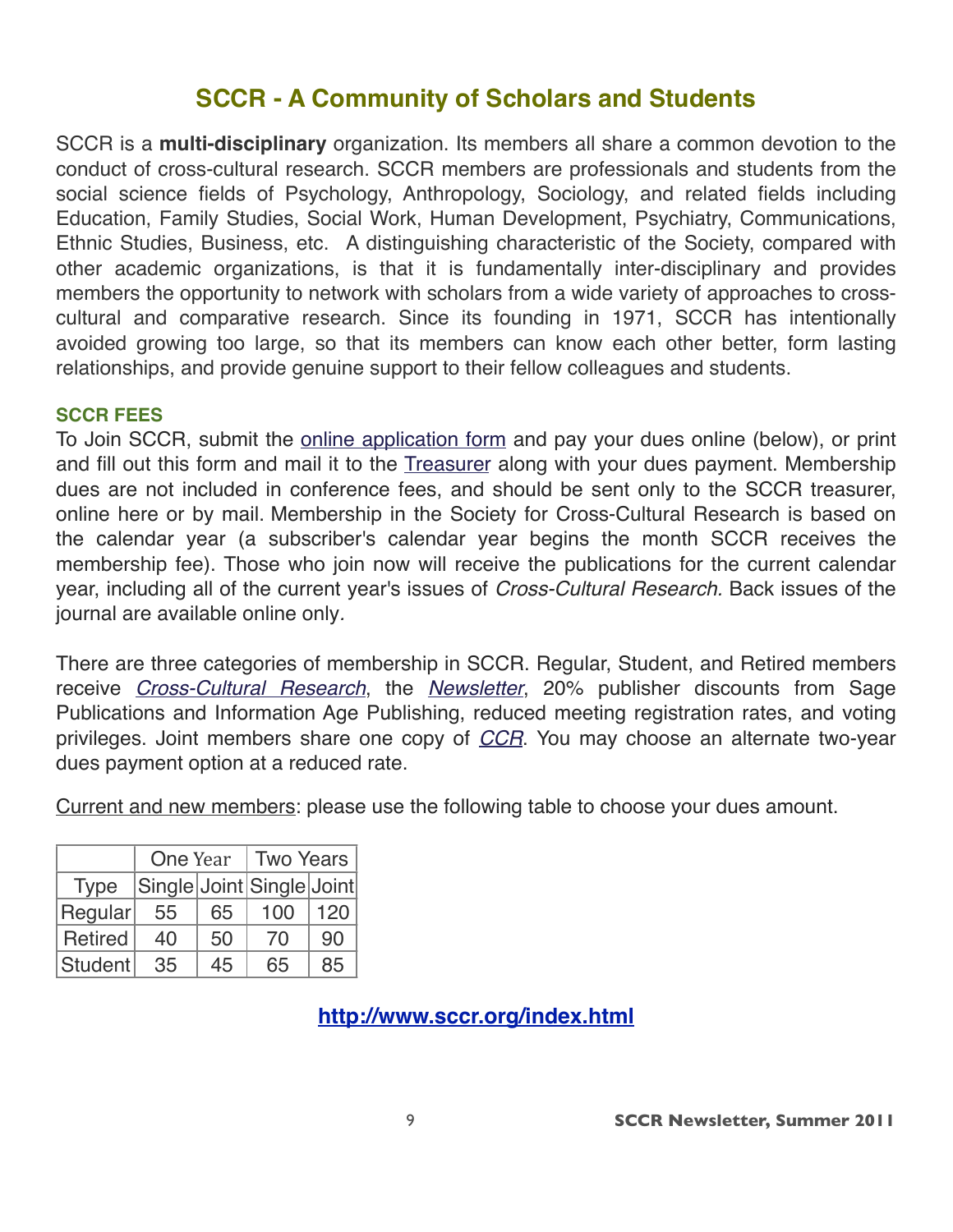# SCCR - A Community of Scholars and Students

SCCR is a **multi-disciplinary** organization. Its members all share a common devotion to the conduct of cross-cultural research. SCCR members are professionals and students from the social science fields of Psychology, Anthropology, Sociology, and related fields including Education, Family Studies, Social Work, Human Development, Psychiatry, Communications, Ethnic Studies, Business, etc. A distinguishing characteristic of the Society, compared with other academic organizations, is that it is fundamentally inter-disciplinary and provides members the opportunity to network with scholars from a wide variety of approaches to cross-cultural and comparative research. Since its founding in 1971, SCCR has intentionally avoided growing too large, so that its members can know each other better, form lasting relationships, and provide genuine support to their fellow colleagues and students.

### SCCR FEES

To Join SCCR, submit the online application form and pay your dues online (below), or print and fill out this form and mail it to the Treasurer along with your dues payment. Membership dues are not included in conference fees, and should be sent only to the SCCR treasurer, online here or by mail. Membership in the Society for Cross-Cultural Research is based on the calendar year (a subscriber's calendar year begins the month SCCR receives the membership fee). Those who join now will receive the publications for the current calendar year, including all of the current year's issues of *Cross-Cultural Research.* Back issues of the journal are available online only.

There are three categories of membership in SCCR. Regular, Student, and Retired members receive *Cross-Cultural Research*, the *Newsletter*, 20% publisher discounts from Sage Publications and Information Age Publishing, reduced meeting registration rates, and voting privileges. Joint members share one copy of *CCR*. You may choose an alternate two-year dues payment option at a reduced rate.

Current and new members: please use the following table to choose your dues amount.

| | One Year | | Two Years | |
|---|---|---|---|---|
| Type | Single | Joint | Single | Joint |
| Regular | 55 | 65 | 100 | 120 |
| Retired | 40 | 50 | 70 | 90 |
| Student | 35 | 45 | 65 | 85 |

**http://www.sccr.org/index.html**